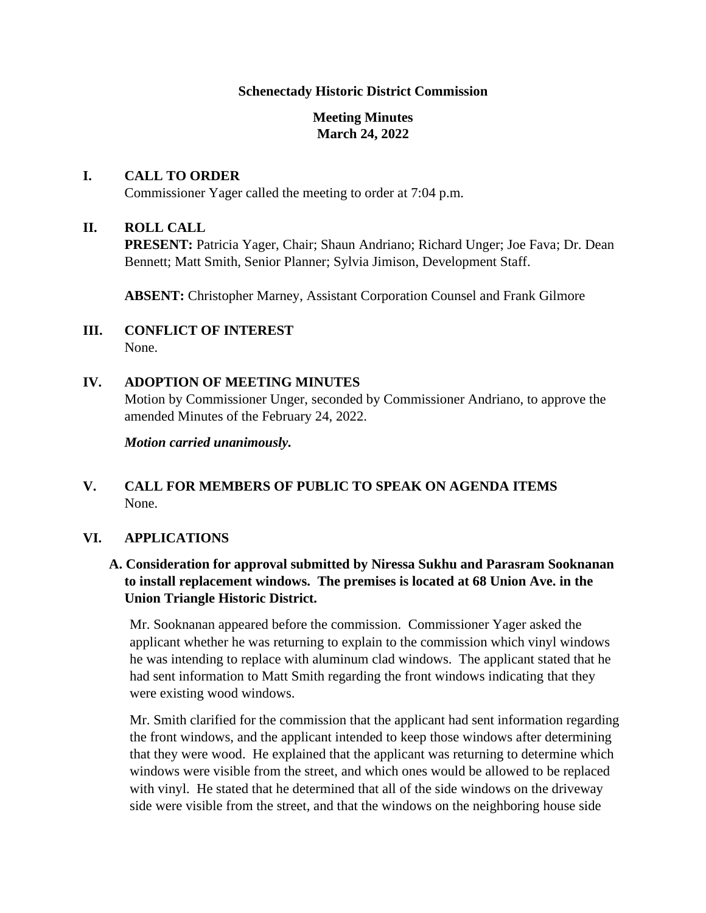**Schenectady Historic District Commission**

**Meeting Minutes**
**March 24, 2022**

## I. CALL TO ORDER

Commissioner Yager called the meeting to order at 7:04 p.m.

## II. ROLL CALL

**PRESENT:** Patricia Yager, Chair; Shaun Andriano; Richard Unger; Joe Fava; Dr. Dean Bennett; Matt Smith, Senior Planner; Sylvia Jimison, Development Staff.

**ABSENT:** Christopher Marney, Assistant Corporation Counsel and Frank Gilmore

## III. CONFLICT OF INTEREST

None.

## IV. ADOPTION OF MEETING MINUTES

Motion by Commissioner Unger, seconded by Commissioner Andriano, to approve the amended Minutes of the February 24, 2022.

***Motion carried unanimously.***

## V. CALL FOR MEMBERS OF PUBLIC TO SPEAK ON AGENDA ITEMS

None.

## VI. APPLICATIONS

### A. Consideration for approval submitted by Niressa Sukhu and Parasram Sooknanan to install replacement windows. The premises is located at 68 Union Ave. in the Union Triangle Historic District.

Mr. Sooknanan appeared before the commission. Commissioner Yager asked the applicant whether he was returning to explain to the commission which vinyl windows he was intending to replace with aluminum clad windows. The applicant stated that he had sent information to Matt Smith regarding the front windows indicating that they were existing wood windows.

Mr. Smith clarified for the commission that the applicant had sent information regarding the front windows, and the applicant intended to keep those windows after determining that they were wood. He explained that the applicant was returning to determine which windows were visible from the street, and which ones would be allowed to be replaced with vinyl. He stated that he determined that all of the side windows on the driveway side were visible from the street, and that the windows on the neighboring house side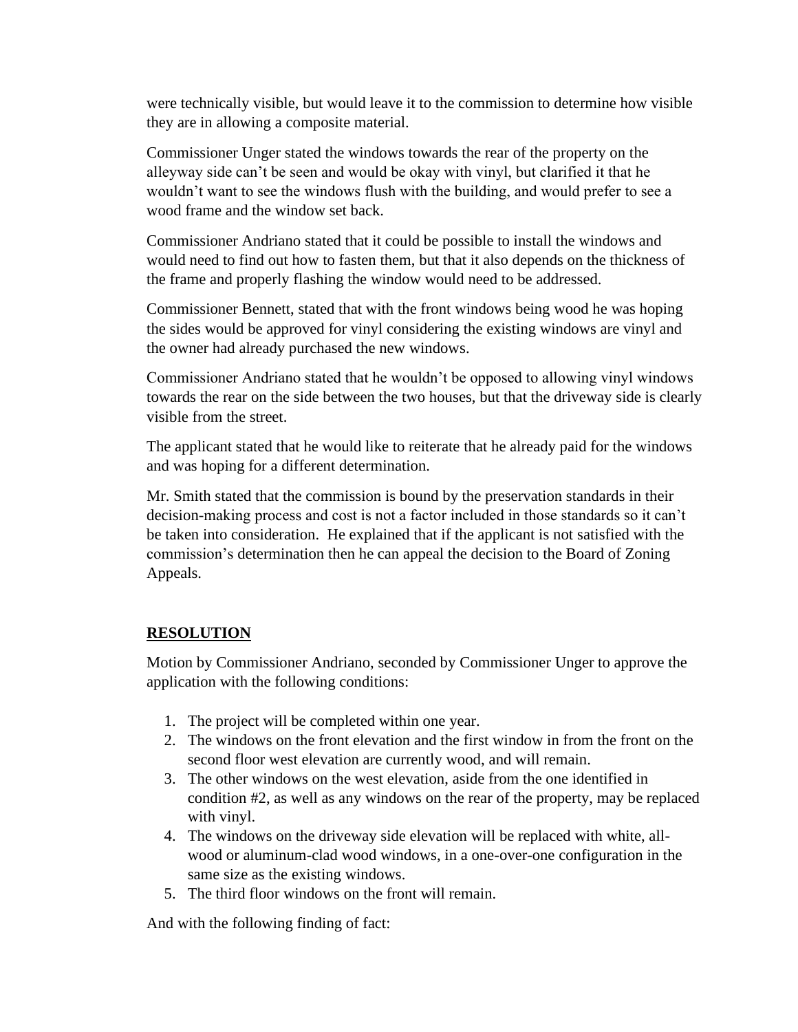were technically visible, but would leave it to the commission to determine how visible they are in allowing a composite material.

Commissioner Unger stated the windows towards the rear of the property on the alleyway side can't be seen and would be okay with vinyl, but clarified it that he wouldn't want to see the windows flush with the building, and would prefer to see a wood frame and the window set back.

Commissioner Andriano stated that it could be possible to install the windows and would need to find out how to fasten them, but that it also depends on the thickness of the frame and properly flashing the window would need to be addressed.

Commissioner Bennett, stated that with the front windows being wood he was hoping the sides would be approved for vinyl considering the existing windows are vinyl and the owner had already purchased the new windows.

Commissioner Andriano stated that he wouldn't be opposed to allowing vinyl windows towards the rear on the side between the two houses, but that the driveway side is clearly visible from the street.

The applicant stated that he would like to reiterate that he already paid for the windows and was hoping for a different determination.

Mr. Smith stated that the commission is bound by the preservation standards in their decision-making process and cost is not a factor included in those standards so it can't be taken into consideration. He explained that if the applicant is not satisfied with the commission's determination then he can appeal the decision to the Board of Zoning Appeals.

## RESOLUTION

Motion by Commissioner Andriano, seconded by Commissioner Unger to approve the application with the following conditions:

1. The project will be completed within one year.
2. The windows on the front elevation and the first window in from the front on the second floor west elevation are currently wood, and will remain.
3. The other windows on the west elevation, aside from the one identified in condition #2, as well as any windows on the rear of the property, may be replaced with vinyl.
4. The windows on the driveway side elevation will be replaced with white, all-wood or aluminum-clad wood windows, in a one-over-one configuration in the same size as the existing windows.
5. The third floor windows on the front will remain.

And with the following finding of fact: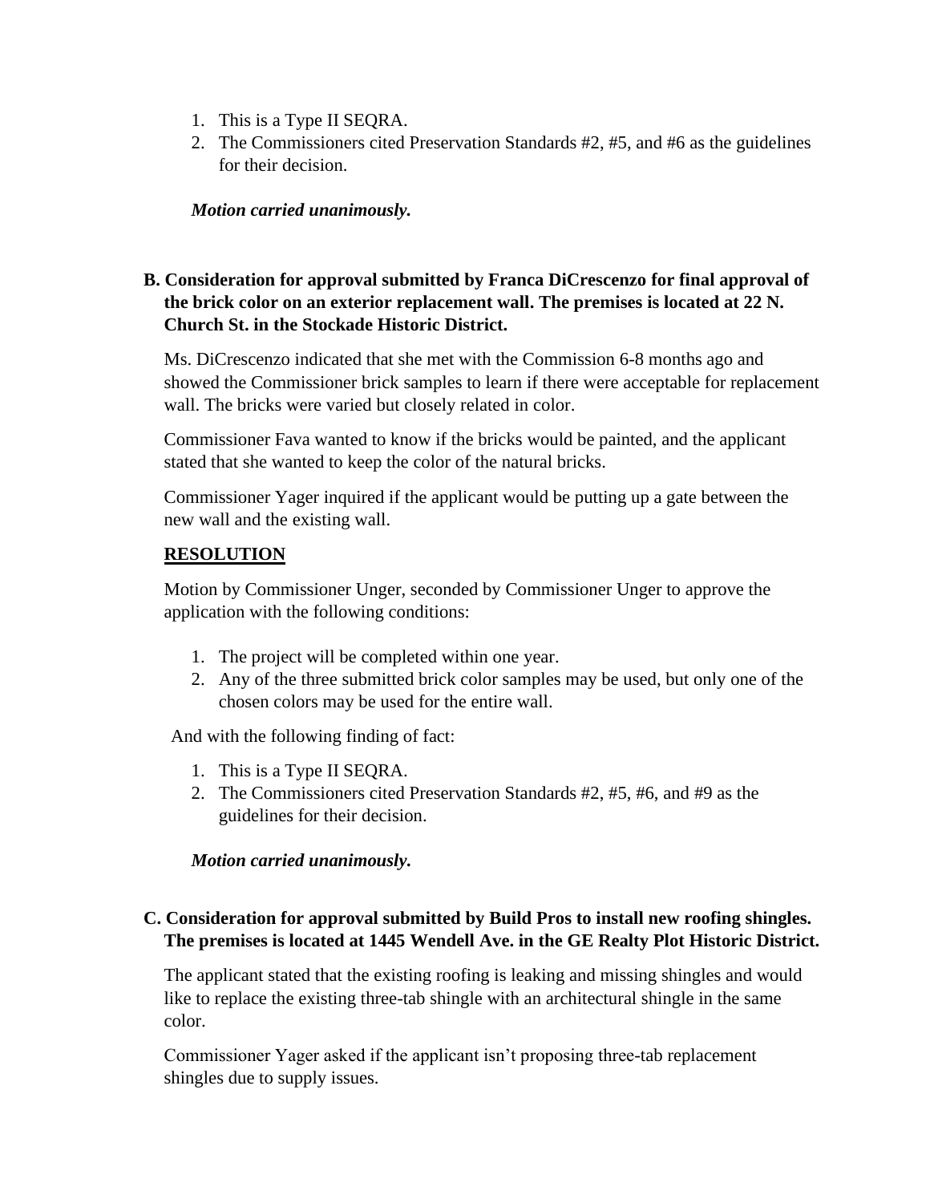1. This is a Type II SEQRA.
2. The Commissioners cited Preservation Standards #2, #5, and #6 as the guidelines for their decision.

***Motion carried unanimously.***

**B. Consideration for approval submitted by Franca DiCrescenzo for final approval of the brick color on an exterior replacement wall. The premises is located at 22 N. Church St. in the Stockade Historic District.**

Ms. DiCrescenzo indicated that she met with the Commission 6-8 months ago and showed the Commissioner brick samples to learn if there were acceptable for replacement wall. The bricks were varied but closely related in color.

Commissioner Fava wanted to know if the bricks would be painted, and the applicant stated that she wanted to keep the color of the natural bricks.

Commissioner Yager inquired if the applicant would be putting up a gate between the new wall and the existing wall.

**<u>RESOLUTION</u>**

Motion by Commissioner Unger, seconded by Commissioner Unger to approve the application with the following conditions:

1. The project will be completed within one year.
2. Any of the three submitted brick color samples may be used, but only one of the chosen colors may be used for the entire wall.

And with the following finding of fact:

1. This is a Type II SEQRA.
2. The Commissioners cited Preservation Standards #2, #5, #6, and #9 as the guidelines for their decision.

***Motion carried unanimously.***

**C. Consideration for approval submitted by Build Pros to install new roofing shingles. The premises is located at 1445 Wendell Ave. in the GE Realty Plot Historic District.**

The applicant stated that the existing roofing is leaking and missing shingles and would like to replace the existing three-tab shingle with an architectural shingle in the same color.

Commissioner Yager asked if the applicant isn't proposing three-tab replacement shingles due to supply issues.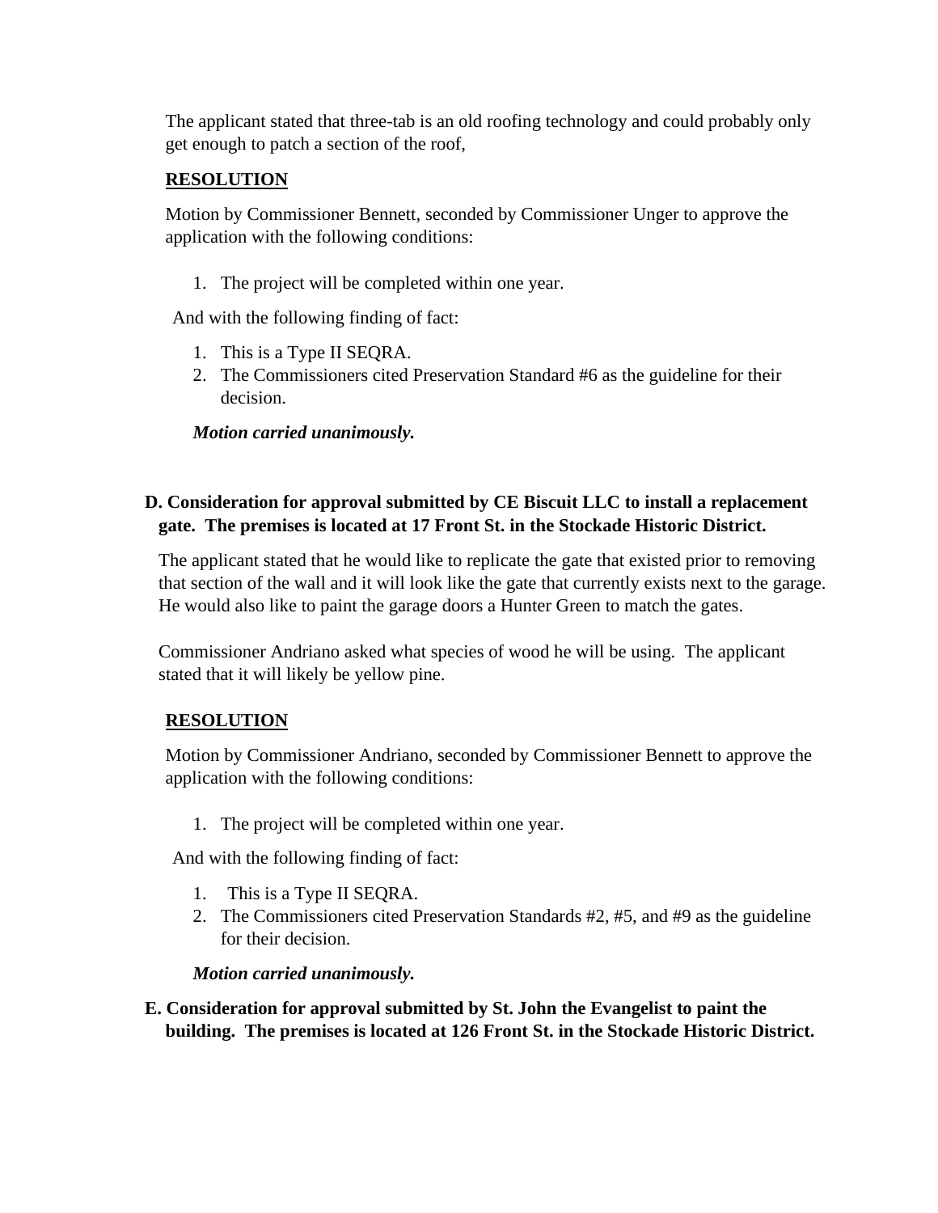The applicant stated that three-tab is an old roofing technology and could probably only get enough to patch a section of the roof,

**RESOLUTION**

Motion by Commissioner Bennett, seconded by Commissioner Unger to approve the application with the following conditions:

1. The project will be completed within one year.

And with the following finding of fact:

1. This is a Type II SEQRA.
2. The Commissioners cited Preservation Standard #6 as the guideline for their decision.

***Motion carried unanimously.***

**D. Consideration for approval submitted by CE Biscuit LLC to install a replacement gate. The premises is located at 17 Front St. in the Stockade Historic District.**

The applicant stated that he would like to replicate the gate that existed prior to removing that section of the wall and it will look like the gate that currently exists next to the garage. He would also like to paint the garage doors a Hunter Green to match the gates.

Commissioner Andriano asked what species of wood he will be using. The applicant stated that it will likely be yellow pine.

**RESOLUTION**

Motion by Commissioner Andriano, seconded by Commissioner Bennett to approve the application with the following conditions:

1. The project will be completed within one year.

And with the following finding of fact:

1. This is a Type II SEQRA.
2. The Commissioners cited Preservation Standards #2, #5, and #9 as the guideline for their decision.

***Motion carried unanimously.***

**E. Consideration for approval submitted by St. John the Evangelist to paint the building. The premises is located at 126 Front St. in the Stockade Historic District.**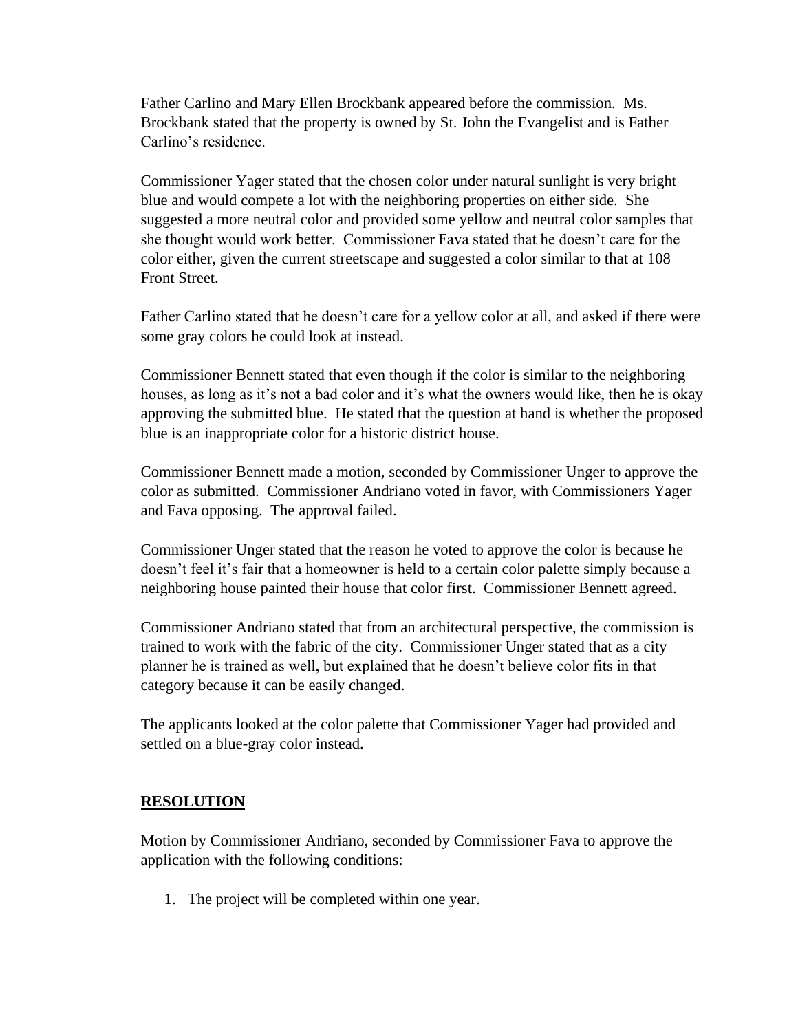Father Carlino and Mary Ellen Brockbank appeared before the commission. Ms. Brockbank stated that the property is owned by St. John the Evangelist and is Father Carlino's residence.

Commissioner Yager stated that the chosen color under natural sunlight is very bright blue and would compete a lot with the neighboring properties on either side. She suggested a more neutral color and provided some yellow and neutral color samples that she thought would work better. Commissioner Fava stated that he doesn't care for the color either, given the current streetscape and suggested a color similar to that at 108 Front Street.

Father Carlino stated that he doesn't care for a yellow color at all, and asked if there were some gray colors he could look at instead.

Commissioner Bennett stated that even though if the color is similar to the neighboring houses, as long as it's not a bad color and it's what the owners would like, then he is okay approving the submitted blue. He stated that the question at hand is whether the proposed blue is an inappropriate color for a historic district house.

Commissioner Bennett made a motion, seconded by Commissioner Unger to approve the color as submitted. Commissioner Andriano voted in favor, with Commissioners Yager and Fava opposing. The approval failed.

Commissioner Unger stated that the reason he voted to approve the color is because he doesn't feel it's fair that a homeowner is held to a certain color palette simply because a neighboring house painted their house that color first. Commissioner Bennett agreed.

Commissioner Andriano stated that from an architectural perspective, the commission is trained to work with the fabric of the city. Commissioner Unger stated that as a city planner he is trained as well, but explained that he doesn't believe color fits in that category because it can be easily changed.

The applicants looked at the color palette that Commissioner Yager had provided and settled on a blue-gray color instead.

**RESOLUTION**

Motion by Commissioner Andriano, seconded by Commissioner Fava to approve the application with the following conditions:

1. The project will be completed within one year.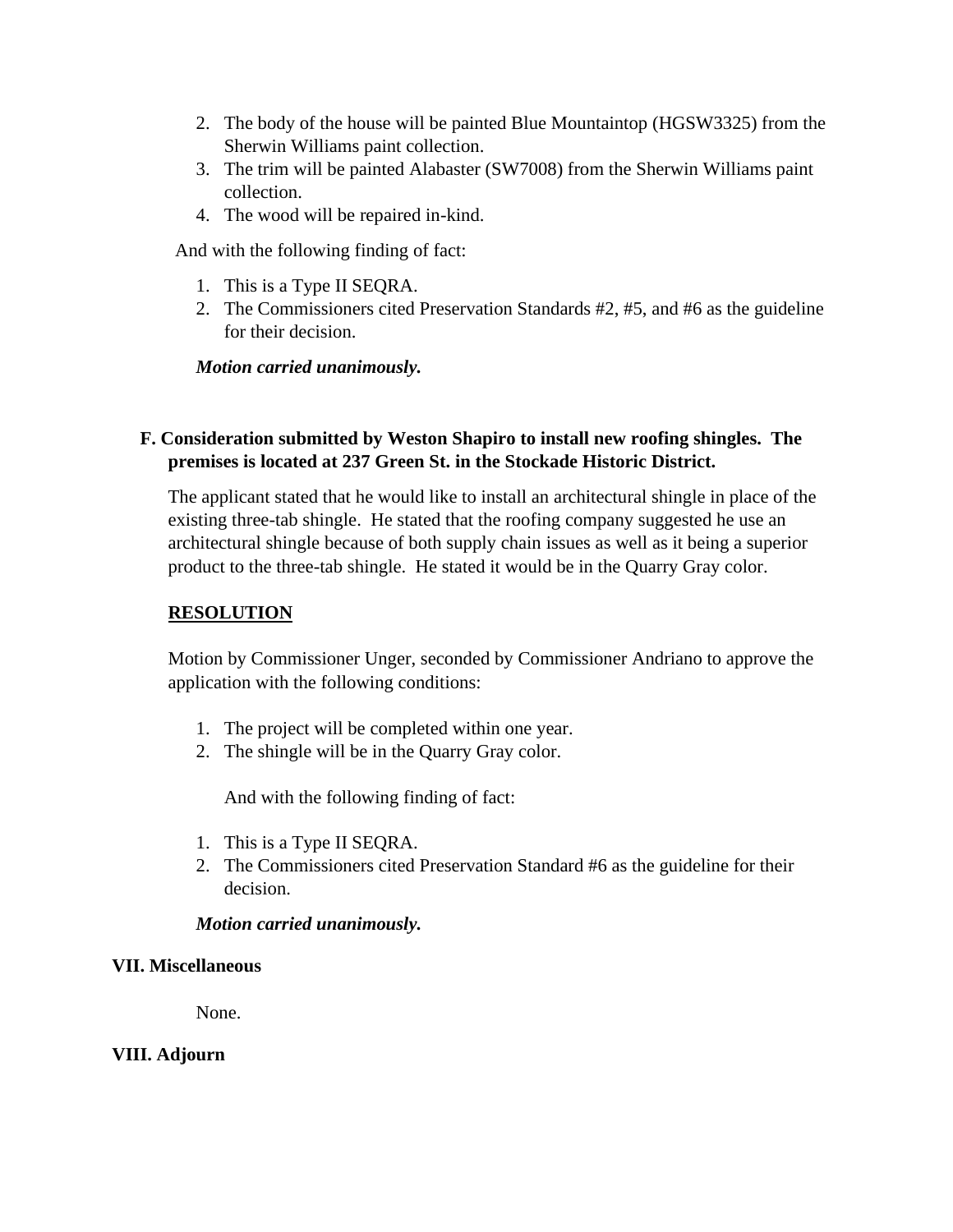2. The body of the house will be painted Blue Mountaintop (HGSW3325) from the Sherwin Williams paint collection.
3. The trim will be painted Alabaster (SW7008) from the Sherwin Williams paint collection.
4. The wood will be repaired in-kind.

And with the following finding of fact:

1. This is a Type II SEQRA.
2. The Commissioners cited Preservation Standards #2, #5, and #6 as the guideline for their decision.

***Motion carried unanimously.***

**F. Consideration submitted by Weston Shapiro to install new roofing shingles. The premises is located at 237 Green St. in the Stockade Historic District.**

The applicant stated that he would like to install an architectural shingle in place of the existing three-tab shingle. He stated that the roofing company suggested he use an architectural shingle because of both supply chain issues as well as it being a superior product to the three-tab shingle. He stated it would be in the Quarry Gray color.

**RESOLUTION**

Motion by Commissioner Unger, seconded by Commissioner Andriano to approve the application with the following conditions:

1. The project will be completed within one year.
2. The shingle will be in the Quarry Gray color.

And with the following finding of fact:

1. This is a Type II SEQRA.
2. The Commissioners cited Preservation Standard #6 as the guideline for their decision.

***Motion carried unanimously.***

**VII. Miscellaneous**

None.

**VIII. Adjourn**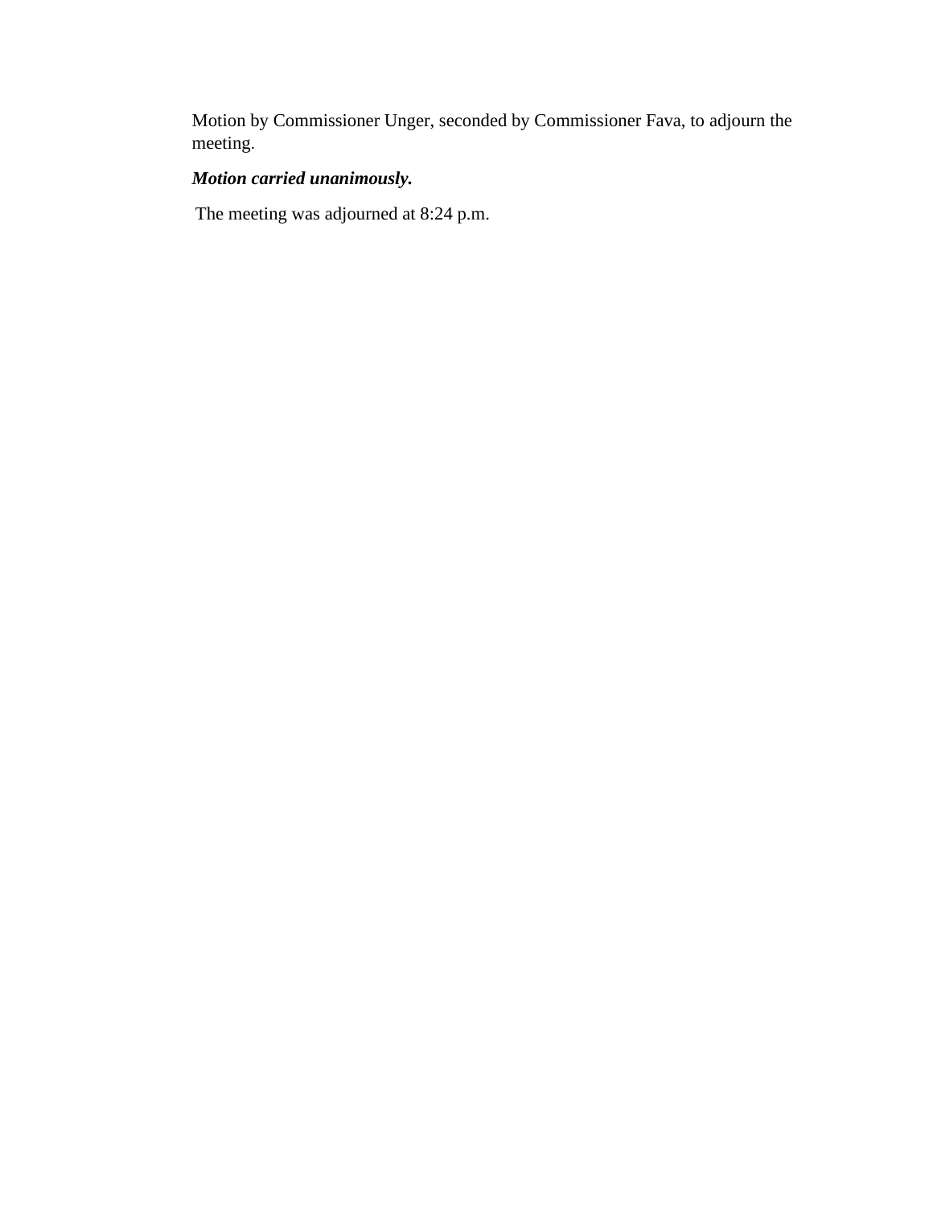Motion by Commissioner Unger, seconded by Commissioner Fava, to adjourn the meeting.

***Motion carried unanimously.***

The meeting was adjourned at 8:24 p.m.